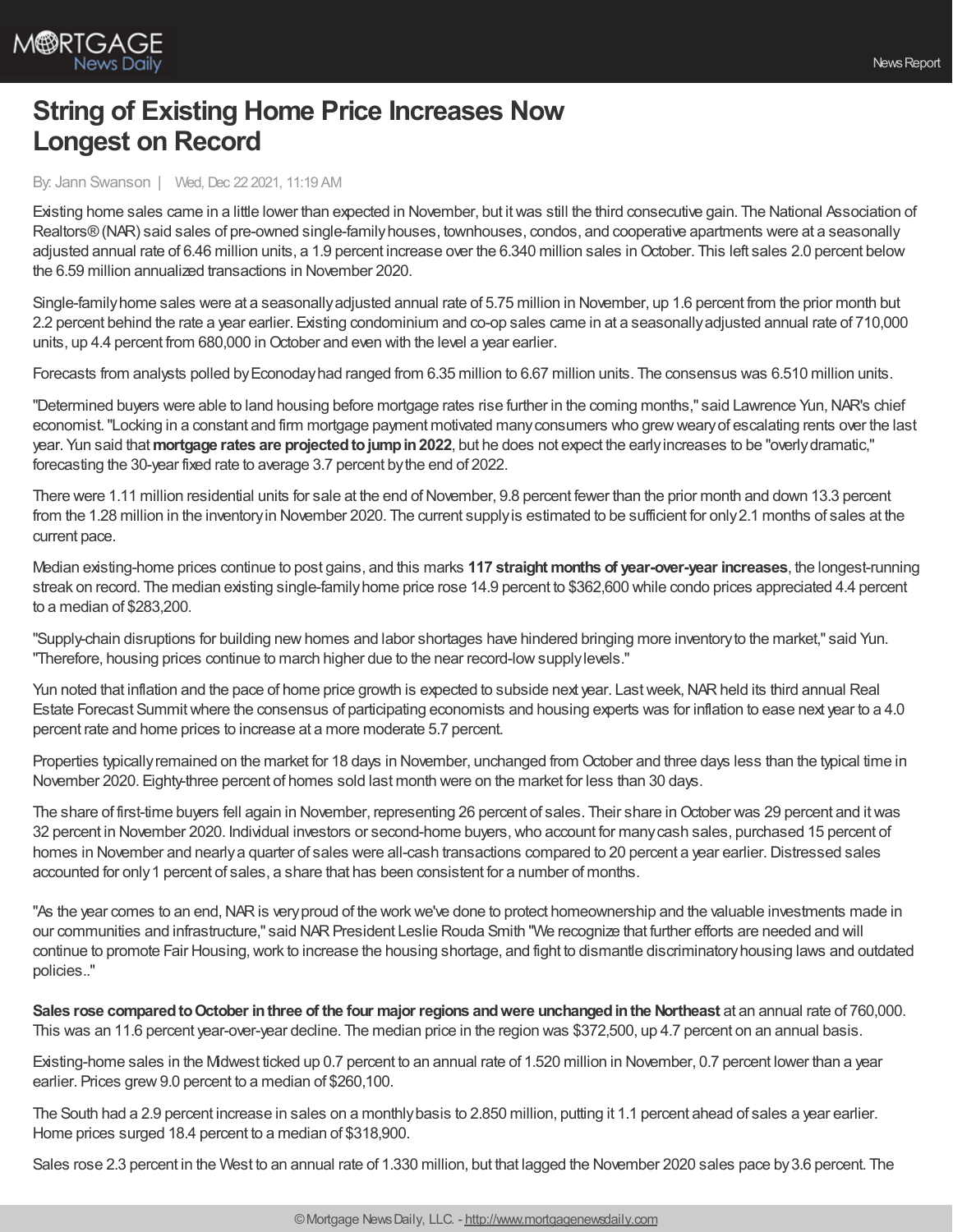# String of Existing Home Price Increases Now Longest on Record

By: Jann Swanson | Wed, Dec 22 2021, 11:19 AM

Existing home sales came in a little lower than expected in November, but it was still the third consecutive gain. The National Association of Realtors® (NAR) said sales of pre-owned single-family houses, townhouses, condos, and cooperative apartments were at a seasonally adjusted annual rate of 6.46 million units, a 1.9 percent increase over the 6.340 million sales in October. This left sales 2.0 percent below the 6.59 million annualized transactions in November 2020.

Single-family home sales were at a seasonally adjusted annual rate of 5.75 million in November, up 1.6 percent from the prior month but 2.2 percent behind the rate a year earlier. Existing condominium and co-op sales came in at a seasonally adjusted annual rate of 710,000 units, up 4.4 percent from 680,000 in October and even with the level a year earlier.

Forecasts from analysts polled by Econoday had ranged from 6.35 million to 6.67 million units. The consensus was 6.510 million units.

"Determined buyers were able to land housing before mortgage rates rise further in the coming months," said Lawrence Yun, NAR's chief economist. "Locking in a constant and firm mortgage payment motivated many consumers who grew weary of escalating rents over the last year. Yun said that **mortgage rates are projected to jump in 2022**, but he does not expect the early increases to be "overly dramatic," forecasting the 30-year fixed rate to average 3.7 percent by the end of 2022.

There were 1.11 million residential units for sale at the end of November, 9.8 percent fewer than the prior month and down 13.3 percent from the 1.28 million in the inventory in November 2020. The current supply is estimated to be sufficient for only 2.1 months of sales at the current pace.

Median existing-home prices continue to post gains, and this marks **117 straight months of year-over-year increases**, the longest-running streak on record. The median existing single-family home price rose 14.9 percent to $362,600 while condo prices appreciated 4.4 percent to a median of $283,200.

"Supply-chain disruptions for building new homes and labor shortages have hindered bringing more inventory to the market," said Yun. "Therefore, housing prices continue to march higher due to the near record-low supply levels."

Yun noted that inflation and the pace of home price growth is expected to subside next year. Last week, NAR held its third annual Real Estate Forecast Summit where the consensus of participating economists and housing experts was for inflation to ease next year to a 4.0 percent rate and home prices to increase at a more moderate 5.7 percent.

Properties typically remained on the market for 18 days in November, unchanged from October and three days less than the typical time in November 2020. Eighty-three percent of homes sold last month were on the market for less than 30 days.

The share of first-time buyers fell again in November, representing 26 percent of sales. Their share in October was 29 percent and it was 32 percent in November 2020. Individual investors or second-home buyers, who account for many cash sales, purchased 15 percent of homes in November and nearly a quarter of sales were all-cash transactions compared to 20 percent a year earlier. Distressed sales accounted for only 1 percent of sales, a share that has been consistent for a number of months.

"As the year comes to an end, NAR is very proud of the work we've done to protect homeownership and the valuable investments made in our communities and infrastructure," said NAR President Leslie Rouda Smith "We recognize that further efforts are needed and will continue to promote Fair Housing, work to increase the housing shortage, and fight to dismantle discriminatory housing laws and outdated policies.."

**Sales rose compared to October in three of the four major regions and were unchanged in the Northeast** at an annual rate of 760,000. This was an 11.6 percent year-over-year decline. The median price in the region was $372,500, up 4.7 percent on an annual basis.

Existing-home sales in the Midwest ticked up 0.7 percent to an annual rate of 1.520 million in November, 0.7 percent lower than a year earlier. Prices grew 9.0 percent to a median of $260,100.

The South had a 2.9 percent increase in sales on a monthly basis to 2.850 million, putting it 1.1 percent ahead of sales a year earlier. Home prices surged 18.4 percent to a median of $318,900.

Sales rose 2.3 percent in the West to an annual rate of 1.330 million, but that lagged the November 2020 sales pace by 3.6 percent. The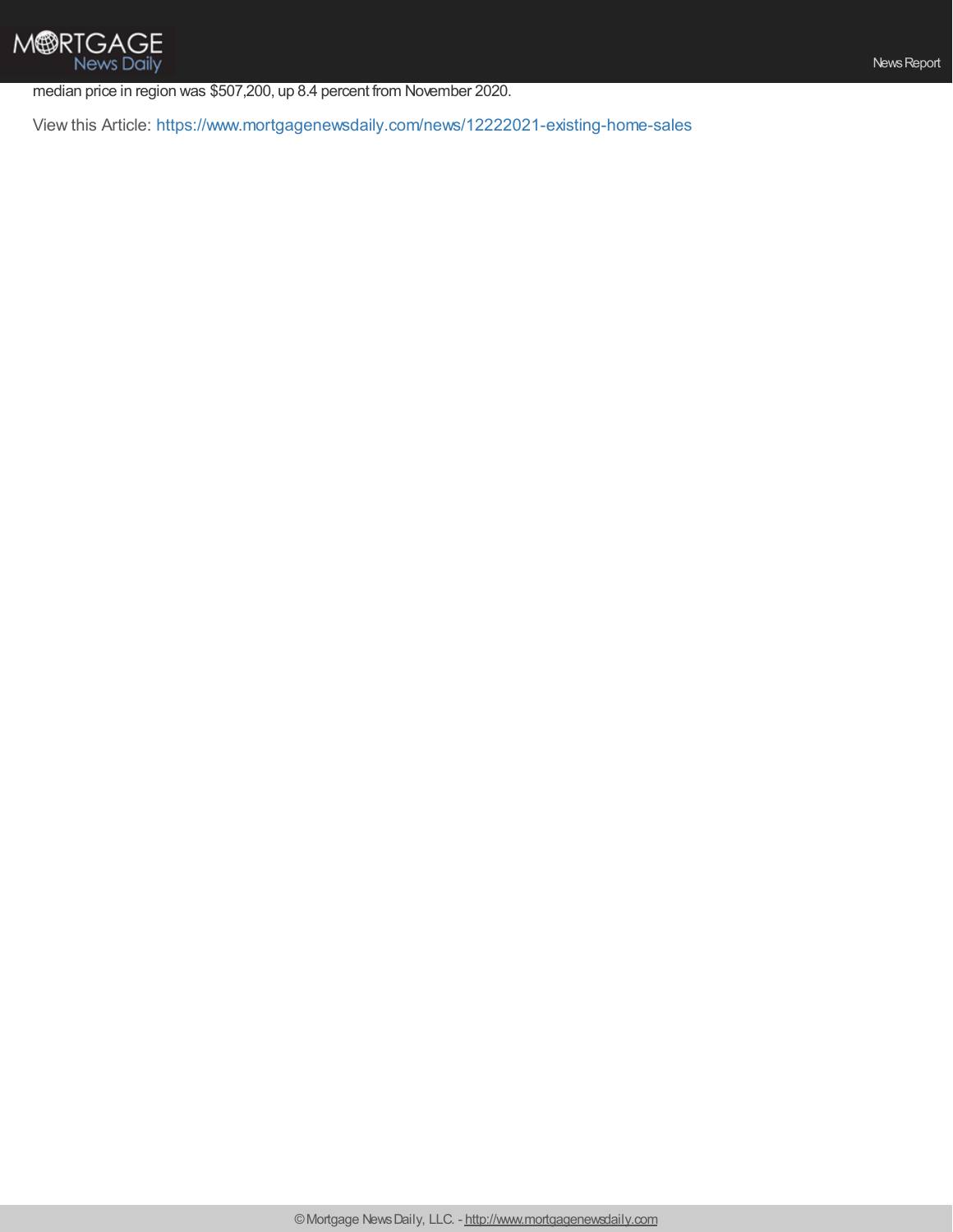median price in region was $507,200, up 8.4 percent from November 2020.

View this Article: https://www.mortgagenewsdaily.com/news/12222021-existing-home-sales